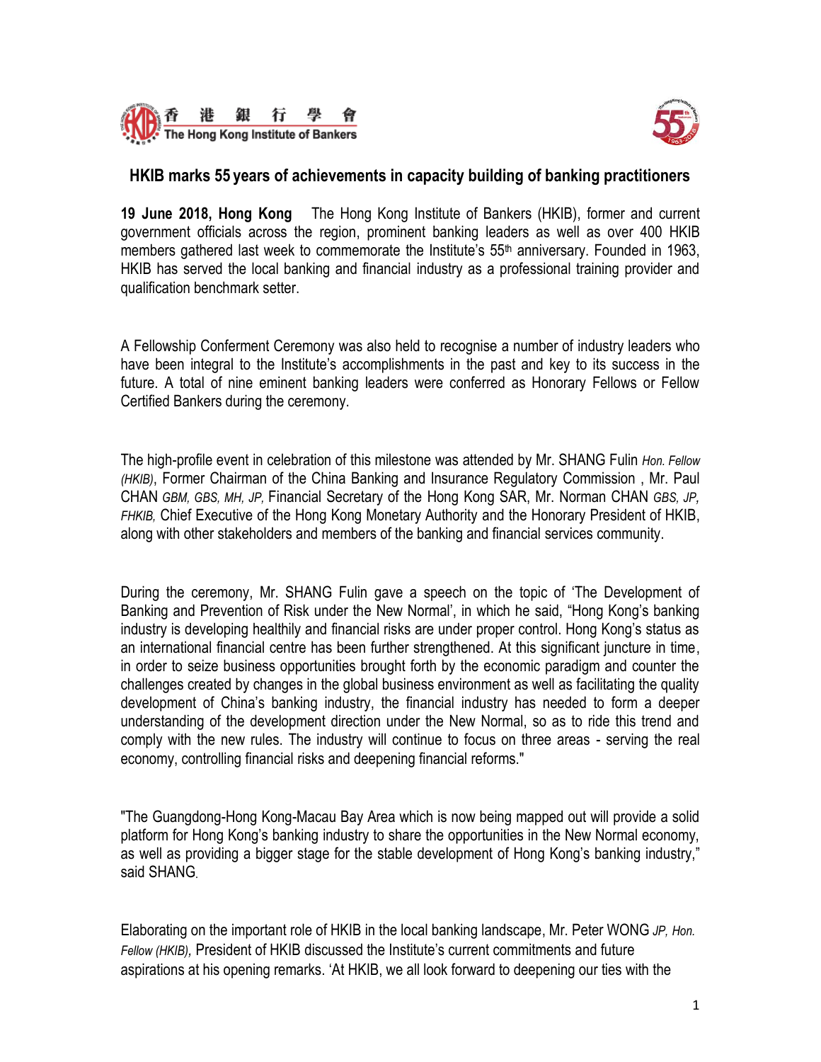香 港 銀 行 學 會
The Hong Kong Institute of Bankers

## HKIB marks 55 years of achievements in capacity building of banking practitioners

**19 June 2018, Hong Kong** The Hong Kong Institute of Bankers (HKIB), former and current government officials across the region, prominent banking leaders as well as over 400 HKIB members gathered last week to commemorate the Institute's 55th anniversary. Founded in 1963, HKIB has served the local banking and financial industry as a professional training provider and qualification benchmark setter.

A Fellowship Conferment Ceremony was also held to recognise a number of industry leaders who have been integral to the Institute's accomplishments in the past and key to its success in the future. A total of nine eminent banking leaders were conferred as Honorary Fellows or Fellow Certified Bankers during the ceremony.

The high-profile event in celebration of this milestone was attended by Mr. SHANG Fulin *Hon. Fellow (HKIB)*, Former Chairman of the China Banking and Insurance Regulatory Commission , Mr. Paul CHAN *GBM, GBS, MH, JP,* Financial Secretary of the Hong Kong SAR, Mr. Norman CHAN *GBS, JP, FHKIB,* Chief Executive of the Hong Kong Monetary Authority and the Honorary President of HKIB, along with other stakeholders and members of the banking and financial services community.

During the ceremony, Mr. SHANG Fulin gave a speech on the topic of 'The Development of Banking and Prevention of Risk under the New Normal', in which he said, "Hong Kong's banking industry is developing healthily and financial risks are under proper control. Hong Kong's status as an international financial centre has been further strengthened. At this significant juncture in time, in order to seize business opportunities brought forth by the economic paradigm and counter the challenges created by changes in the global business environment as well as facilitating the quality development of China's banking industry, the financial industry has needed to form a deeper understanding of the development direction under the New Normal, so as to ride this trend and comply with the new rules. The industry will continue to focus on three areas - serving the real economy, controlling financial risks and deepening financial reforms."

"The Guangdong-Hong Kong-Macau Bay Area which is now being mapped out will provide a solid platform for Hong Kong's banking industry to share the opportunities in the New Normal economy, as well as providing a bigger stage for the stable development of Hong Kong's banking industry," said SHANG.

Elaborating on the important role of HKIB in the local banking landscape, Mr. Peter WONG *JP, Hon. Fellow (HKIB),* President of HKIB discussed the Institute's current commitments and future aspirations at his opening remarks. 'At HKIB, we all look forward to deepening our ties with the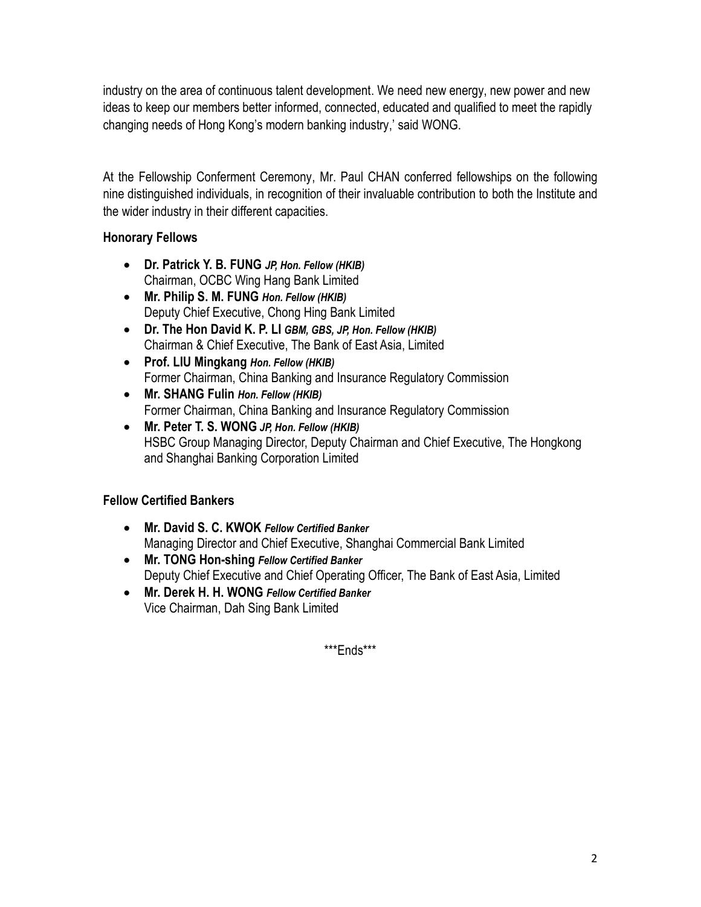industry on the area of continuous talent development. We need new energy, new power and new ideas to keep our members better informed, connected, educated and qualified to meet the rapidly changing needs of Hong Kong's modern banking industry,' said WONG.

At the Fellowship Conferment Ceremony, Mr. Paul CHAN conferred fellowships on the following nine distinguished individuals, in recognition of their invaluable contribution to both the Institute and the wider industry in their different capacities.

**Honorary Fellows**

- **Dr. Patrick Y. B. FUNG** ***JP, Hon. Fellow (HKIB)***
  Chairman, OCBC Wing Hang Bank Limited
- **Mr. Philip S. M. FUNG** ***Hon. Fellow (HKIB)***
  Deputy Chief Executive, Chong Hing Bank Limited
- **Dr. The Hon David K. P. LI** ***GBM, GBS, JP, Hon. Fellow (HKIB)***
  Chairman & Chief Executive, The Bank of East Asia, Limited
- **Prof. LIU Mingkang** ***Hon. Fellow (HKIB)***
  Former Chairman, China Banking and Insurance Regulatory Commission
- **Mr. SHANG Fulin** ***Hon. Fellow (HKIB)***
  Former Chairman, China Banking and Insurance Regulatory Commission
- **Mr. Peter T. S. WONG** ***JP, Hon. Fellow (HKIB)***
  HSBC Group Managing Director, Deputy Chairman and Chief Executive, The Hongkong and Shanghai Banking Corporation Limited

**Fellow Certified Bankers**

- **Mr. David S. C. KWOK** ***Fellow Certified Banker***
  Managing Director and Chief Executive, Shanghai Commercial Bank Limited
- **Mr. TONG Hon-shing** ***Fellow Certified Banker***
  Deputy Chief Executive and Chief Operating Officer, The Bank of East Asia, Limited
- **Mr. Derek H. H. WONG** ***Fellow Certified Banker***
  Vice Chairman, Dah Sing Bank Limited

***Ends***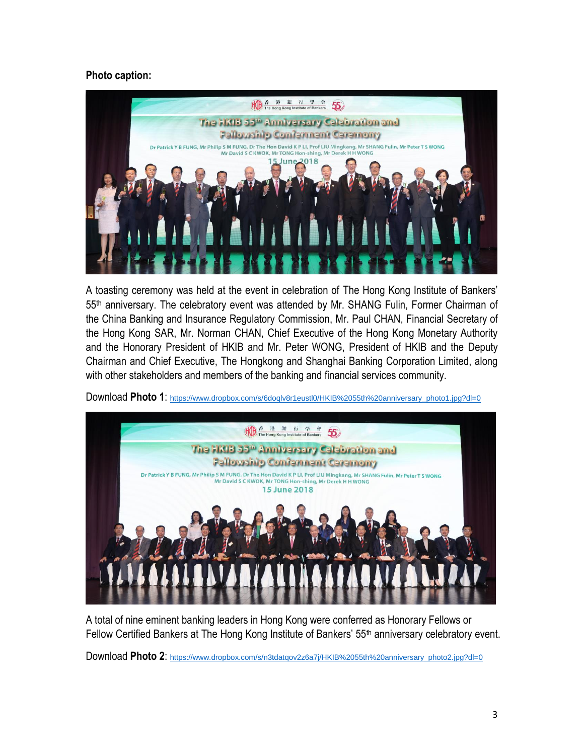**Photo caption:**

A toasting ceremony was held at the event in celebration of The Hong Kong Institute of Bankers' 55th anniversary. The celebratory event was attended by Mr. SHANG Fulin, Former Chairman of the China Banking and Insurance Regulatory Commission, Mr. Paul CHAN, Financial Secretary of the Hong Kong SAR, Mr. Norman CHAN, Chief Executive of the Hong Kong Monetary Authority and the Honorary President of HKIB and Mr. Peter WONG, President of HKIB and the Deputy Chairman and Chief Executive, The Hongkong and Shanghai Banking Corporation Limited, along with other stakeholders and members of the banking and financial services community.

Download **Photo 1**: https://www.dropbox.com/s/6doqlv8r1eustl0/HKIB%2055th%20anniversary_photo1.jpg?dl=0

A total of nine eminent banking leaders in Hong Kong were conferred as Honorary Fellows or Fellow Certified Bankers at The Hong Kong Institute of Bankers' 55th anniversary celebratory event.

Download **Photo 2**: https://www.dropbox.com/s/n3tdatqov2z6a7j/HKIB%2055th%20anniversary_photo2.jpg?dl=0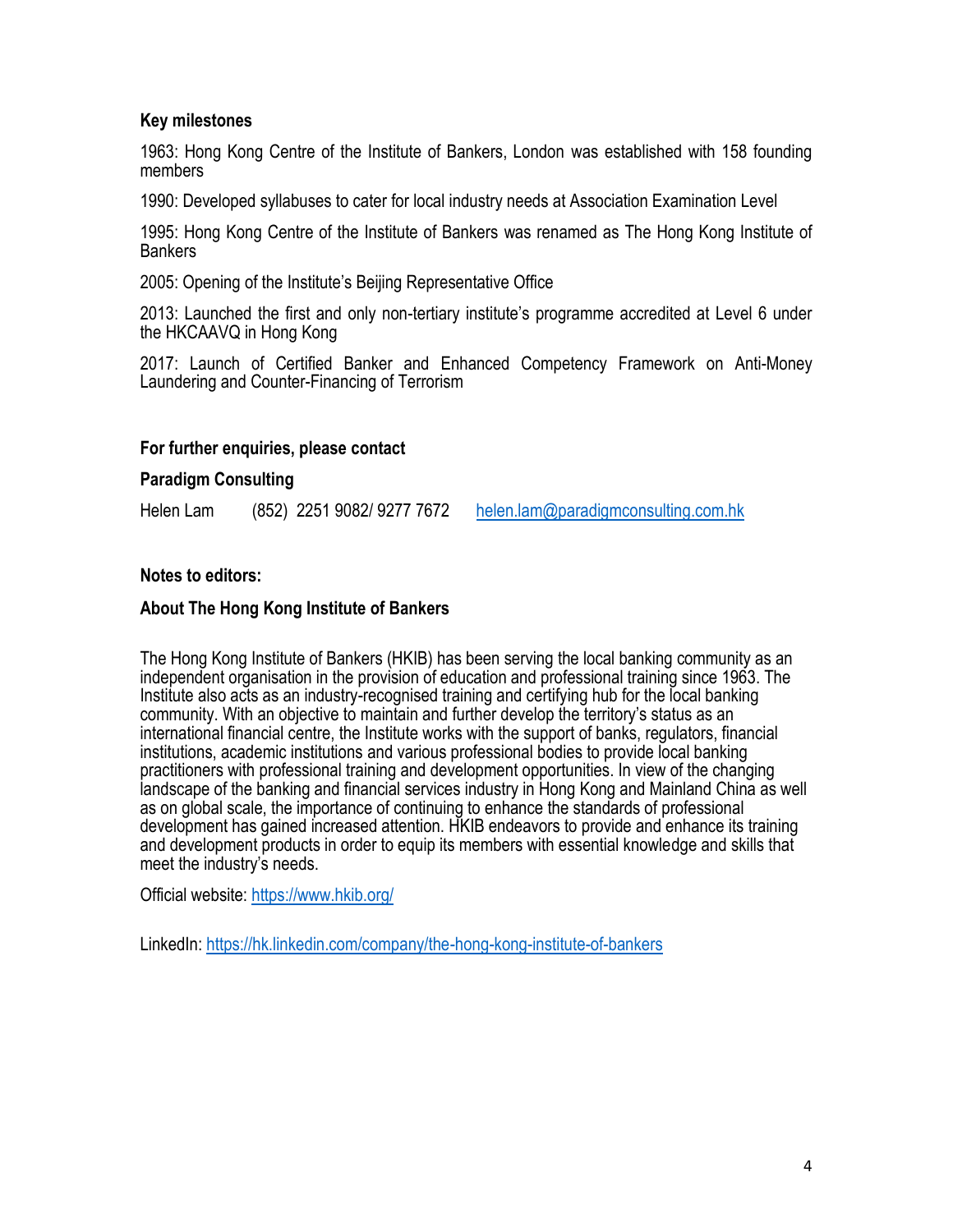**Key milestones**

1963: Hong Kong Centre of the Institute of Bankers, London was established with 158 founding members

1990: Developed syllabuses to cater for local industry needs at Association Examination Level

1995: Hong Kong Centre of the Institute of Bankers was renamed as The Hong Kong Institute of Bankers

2005: Opening of the Institute's Beijing Representative Office

2013: Launched the first and only non-tertiary institute's programme accredited at Level 6 under the HKCAAVQ in Hong Kong

2017: Launch of Certified Banker and Enhanced Competency Framework on Anti-Money Laundering and Counter-Financing of Terrorism

**For further enquiries, please contact**

**Paradigm Consulting**

Helen Lam (852) 2251 9082/ 9277 7672 helen.lam@paradigmconsulting.com.hk

**Notes to editors:**

**About The Hong Kong Institute of Bankers**

The Hong Kong Institute of Bankers (HKIB) has been serving the local banking community as an independent organisation in the provision of education and professional training since 1963. The Institute also acts as an industry-recognised training and certifying hub for the local banking community. With an objective to maintain and further develop the territory's status as an international financial centre, the Institute works with the support of banks, regulators, financial institutions, academic institutions and various professional bodies to provide local banking practitioners with professional training and development opportunities. In view of the changing landscape of the banking and financial services industry in Hong Kong and Mainland China as well as on global scale, the importance of continuing to enhance the standards of professional development has gained increased attention. HKIB endeavors to provide and enhance its training and development products in order to equip its members with essential knowledge and skills that meet the industry's needs.

Official website: https://www.hkib.org/

LinkedIn: https://hk.linkedin.com/company/the-hong-kong-institute-of-bankers